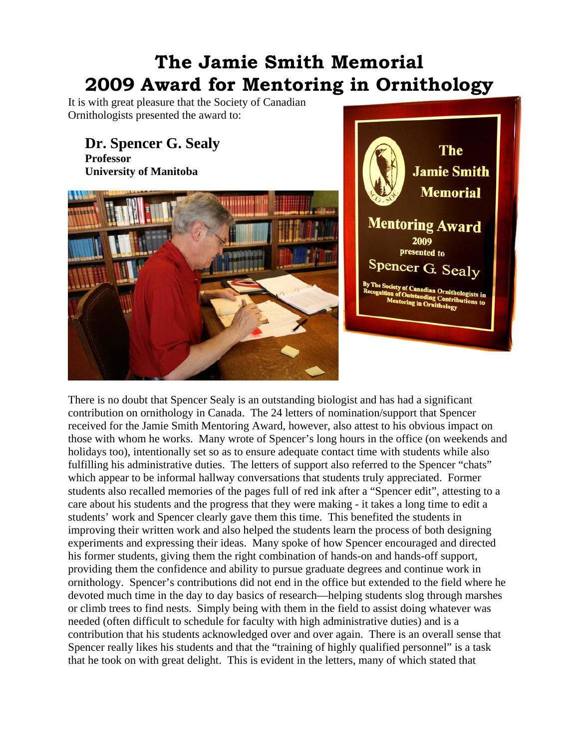# The Jamie Smith Memorial 2009 Award for Mentoring in Ornithology

It is with great pleasure that the Society of Canadian Ornithologists presented the award to:

**Dr. Spencer G. Sealy**
**Professor**
**University of Manitoba**

There is no doubt that Spencer Sealy is an outstanding biologist and has had a significant contribution on ornithology in Canada. The 24 letters of nomination/support that Spencer received for the Jamie Smith Mentoring Award, however, also attest to his obvious impact on those with whom he works. Many wrote of Spencer's long hours in the office (on weekends and holidays too), intentionally set so as to ensure adequate contact time with students while also fulfilling his administrative duties. The letters of support also referred to the Spencer "chats" which appear to be informal hallway conversations that students truly appreciated. Former students also recalled memories of the pages full of red ink after a "Spencer edit", attesting to a care about his students and the progress that they were making - it takes a long time to edit a students' work and Spencer clearly gave them this time. This benefited the students in improving their written work and also helped the students learn the process of both designing experiments and expressing their ideas. Many spoke of how Spencer encouraged and directed his former students, giving them the right combination of hands-on and hands-off support, providing them the confidence and ability to pursue graduate degrees and continue work in ornithology. Spencer's contributions did not end in the office but extended to the field where he devoted much time in the day to day basics of research—helping students slog through marshes or climb trees to find nests. Simply being with them in the field to assist doing whatever was needed (often difficult to schedule for faculty with high administrative duties) and is a contribution that his students acknowledged over and over again. There is an overall sense that Spencer really likes his students and that the "training of highly qualified personnel" is a task that he took on with great delight. This is evident in the letters, many of which stated that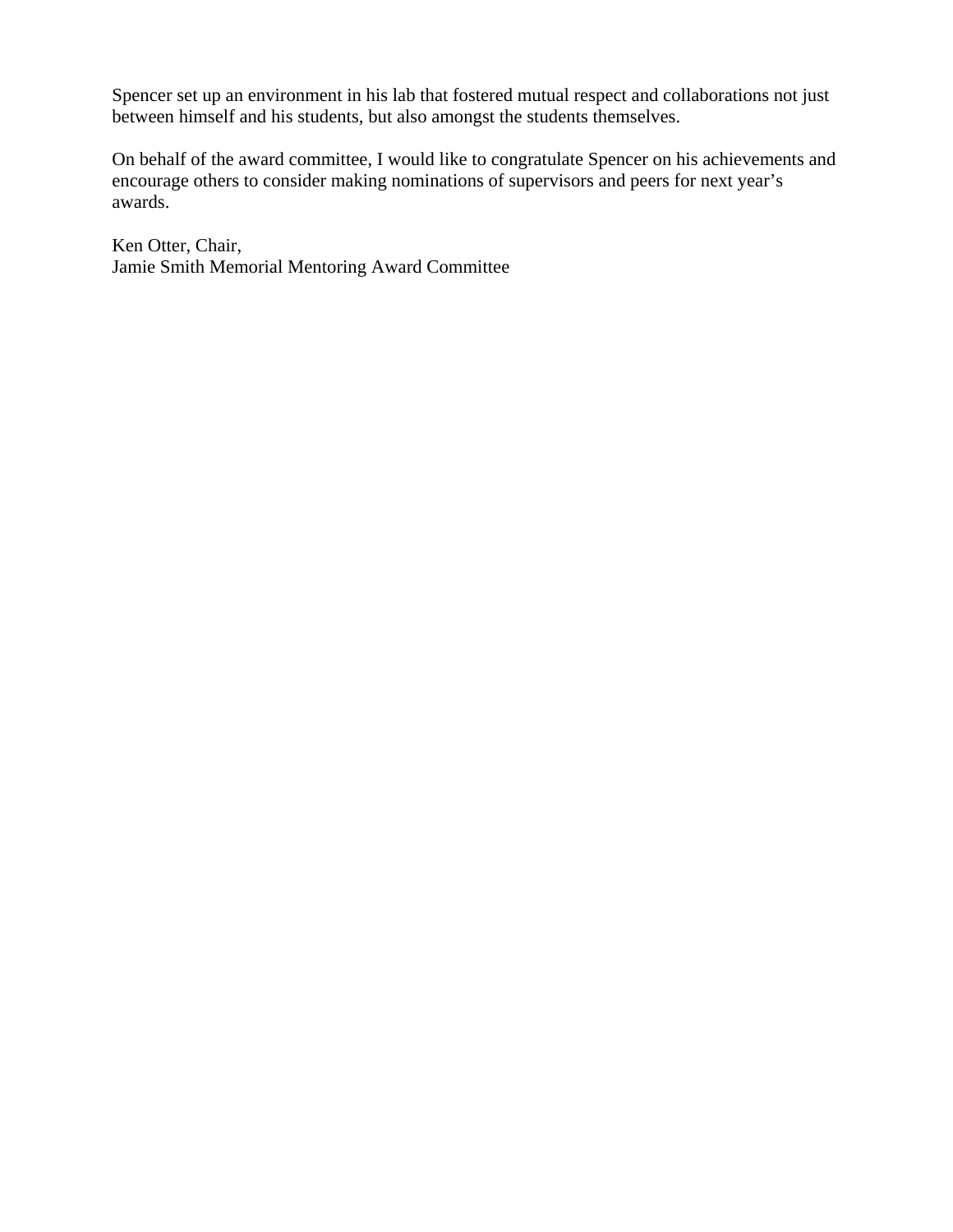Spencer set up an environment in his lab that fostered mutual respect and collaborations not just between himself and his students, but also amongst the students themselves.

On behalf of the award committee, I would like to congratulate Spencer on his achievements and encourage others to consider making nominations of supervisors and peers for next year's awards.

Ken Otter, Chair,
Jamie Smith Memorial Mentoring Award Committee